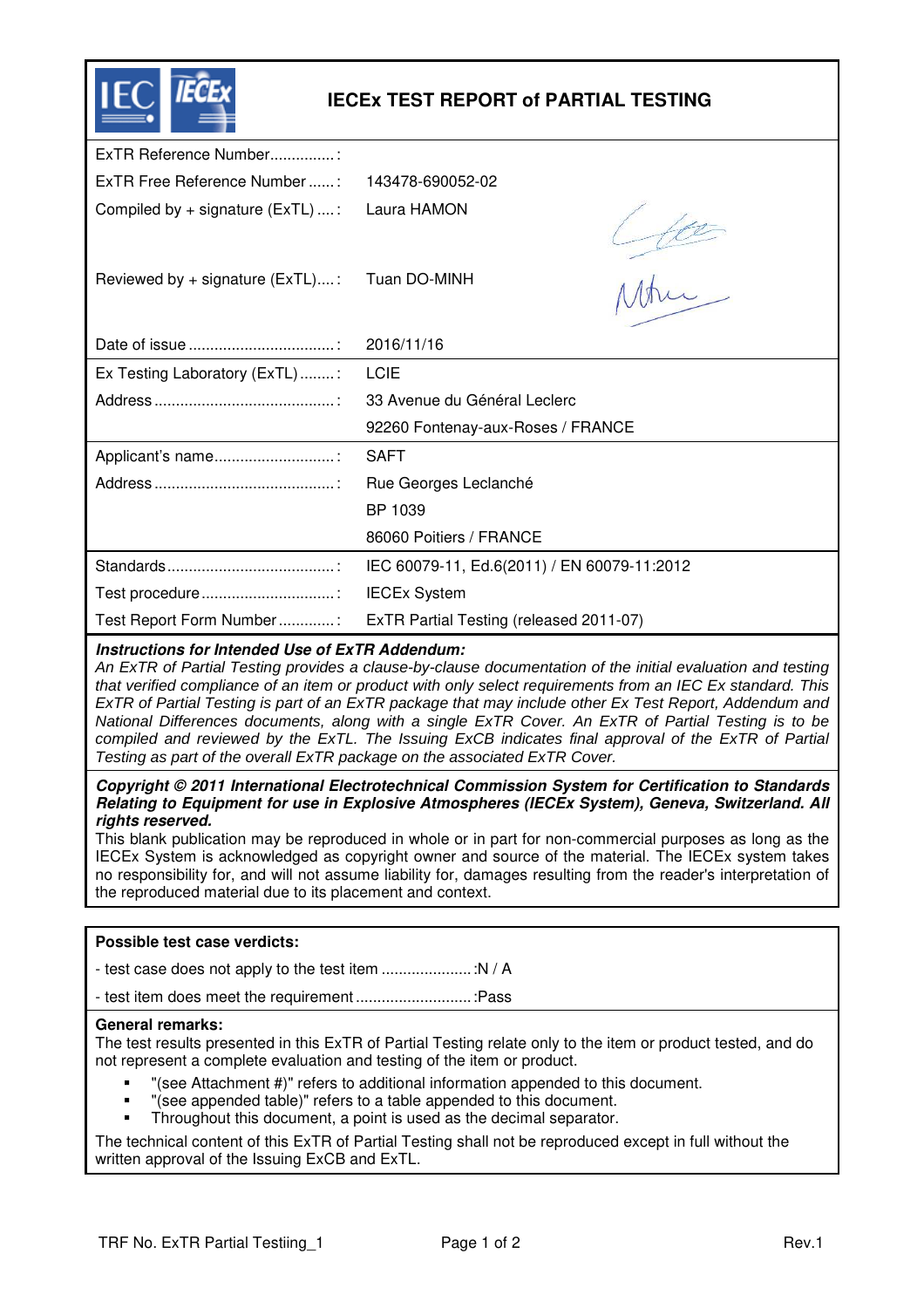# IECEx TEST REPORT of PARTIAL TESTING

| | |
|---|---|
| ExTR Reference Number............... : | |
| ExTR Free Reference Number ...... : | 143478-690052-02 |
| Compiled by + signature (ExTL) .... : | Laura HAMON |
| Reviewed by + signature (ExTL).... : | Tuan DO-MINH |
| Date of issue ................................. : | 2016/11/16 |
| Ex Testing Laboratory (ExTL) ........ : | LCIE |
| Address .......................................... : | 33 Avenue du Général Leclerc |
| | 92260 Fontenay-aux-Roses / FRANCE |
| Applicant's name............................ : | SAFT |
| Address .......................................... : | Rue Georges Leclanché |
| | BP 1039 |
| | 86060 Poitiers / FRANCE |
| Standards....................................... : | IEC 60079-11, Ed.6(2011) / EN 60079-11:2012 |
| Test procedure ............................... : | IECEx System |
| Test Report Form Number ............. : | ExTR Partial Testing (released 2011-07) |

***Instructions for Intended Use of ExTR Addendum:***

*An ExTR of Partial Testing provides a clause-by-clause documentation of the initial evaluation and testing that verified compliance of an item or product with only select requirements from an IEC Ex standard. This ExTR of Partial Testing is part of an ExTR package that may include other Ex Test Report, Addendum and National Differences documents, along with a single ExTR Cover. An ExTR of Partial Testing is to be compiled and reviewed by the ExTL. The Issuing ExCB indicates final approval of the ExTR of Partial Testing as part of the overall ExTR package on the associated ExTR Cover.*

***Copyright © 2011 International Electrotechnical Commission System for Certification to Standards Relating to Equipment for use in Explosive Atmospheres (IECEx System), Geneva, Switzerland. All rights reserved.***

This blank publication may be reproduced in whole or in part for non-commercial purposes as long as the IECEx System is acknowledged as copyright owner and source of the material. The IECEx system takes no responsibility for, and will not assume liability for, damages resulting from the reader's interpretation of the reproduced material due to its placement and context.

**Possible test case verdicts:**

- test case does not apply to the test item ..................... :N / A

- test item does meet the requirement ........................... :Pass

**General remarks:**

The test results presented in this ExTR of Partial Testing relate only to the item or product tested, and do not represent a complete evaluation and testing of the item or product.

- "(see Attachment #)" refers to additional information appended to this document.
- "(see appended table)" refers to a table appended to this document.
- Throughout this document, a point is used as the decimal separator.

The technical content of this ExTR of Partial Testing shall not be reproduced except in full without the written approval of the Issuing ExCB and ExTL.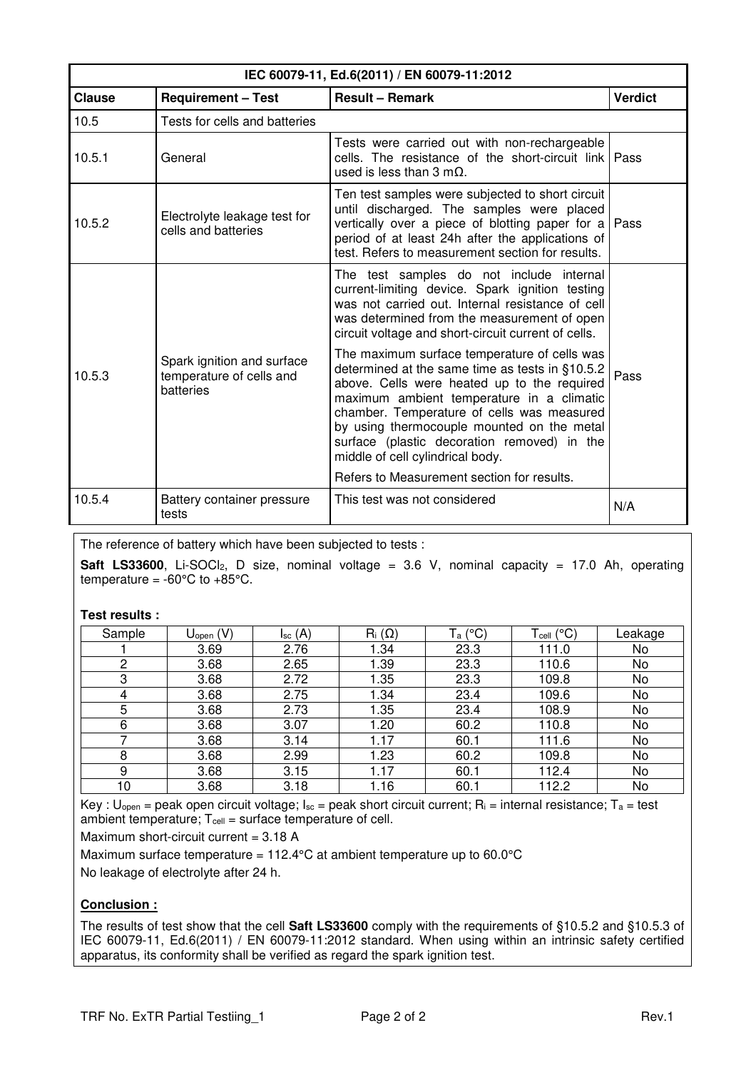| IEC 60079-11, Ed.6(2011) / EN 60079-11:2012 | | | |
|---|---|---|---|
| **Clause** | **Requirement – Test** | **Result – Remark** | **Verdict** |
| 10.5 | Tests for cells and batteries | | |
| 10.5.1 | General | Tests were carried out with non-rechargeable cells. The resistance of the short-circuit link used is less than 3 mΩ. | Pass |
| 10.5.2 | Electrolyte leakage test for cells and batteries | Ten test samples were subjected to short circuit until discharged. The samples were placed vertically over a piece of blotting paper for a period of at least 24h after the applications of test. Refers to measurement section for results. | Pass |
| 10.5.3 | Spark ignition and surface temperature of cells and batteries | The test samples do not include internal current-limiting device. Spark ignition testing was not carried out. Internal resistance of cell was determined from the measurement of open circuit voltage and short-circuit current of cells.<br><br>The maximum surface temperature of cells was determined at the same time as tests in §10.5.2 above. Cells were heated up to the required maximum ambient temperature in a climatic chamber. Temperature of cells was measured by using thermocouple mounted on the metal surface (plastic decoration removed) in the middle of cell cylindrical body.<br><br>Refers to Measurement section for results. | Pass |
| 10.5.4 | Battery container pressure tests | This test was not considered | N/A |

The reference of battery which have been subjected to tests :

**Saft LS33600**, Li-$SOCl_2$, D size, nominal voltage = 3.6 V, nominal capacity = 17.0 Ah, operating temperature = -60°C to +85°C.

**Test results :**

| Sample | $U_{open}$ (V) | $I_{sc}$ (A) | $R_i$ (Ω) | $T_a$ (°C) | $T_{cell}$ (°C) | Leakage |
|---|---|---|---|---|---|---|
| 1 | 3.69 | 2.76 | 1.34 | 23.3 | 111.0 | No |
| 2 | 3.68 | 2.65 | 1.39 | 23.3 | 110.6 | No |
| 3 | 3.68 | 2.72 | 1.35 | 23.3 | 109.8 | No |
| 4 | 3.68 | 2.75 | 1.34 | 23.4 | 109.6 | No |
| 5 | 3.68 | 2.73 | 1.35 | 23.4 | 108.9 | No |
| 6 | 3.68 | 3.07 | 1.20 | 60.2 | 110.8 | No |
| 7 | 3.68 | 3.14 | 1.17 | 60.1 | 111.6 | No |
| 8 | 3.68 | 2.99 | 1.23 | 60.2 | 109.8 | No |
| 9 | 3.68 | 3.15 | 1.17 | 60.1 | 112.4 | No |
| 10 | 3.68 | 3.18 | 1.16 | 60.1 | 112.2 | No |

Key : $U_{open}$ = peak open circuit voltage; $I_{sc}$ = peak short circuit current; $R_i$ = internal resistance; $T_a$ = test ambient temperature; $T_{cell}$ = surface temperature of cell.

Maximum short-circuit current = 3.18 A

Maximum surface temperature = 112.4°C at ambient temperature up to 60.0°C

No leakage of electrolyte after 24 h.

**Conclusion :**

The results of test show that the cell **Saft LS33600** comply with the requirements of §10.5.2 and §10.5.3 of IEC 60079-11, Ed.6(2011) / EN 60079-11:2012 standard. When using within an intrinsic safety certified apparatus, its conformity shall be verified as regard the spark ignition test.

TRF No. ExTR Partial Testiing_1 Rev.1